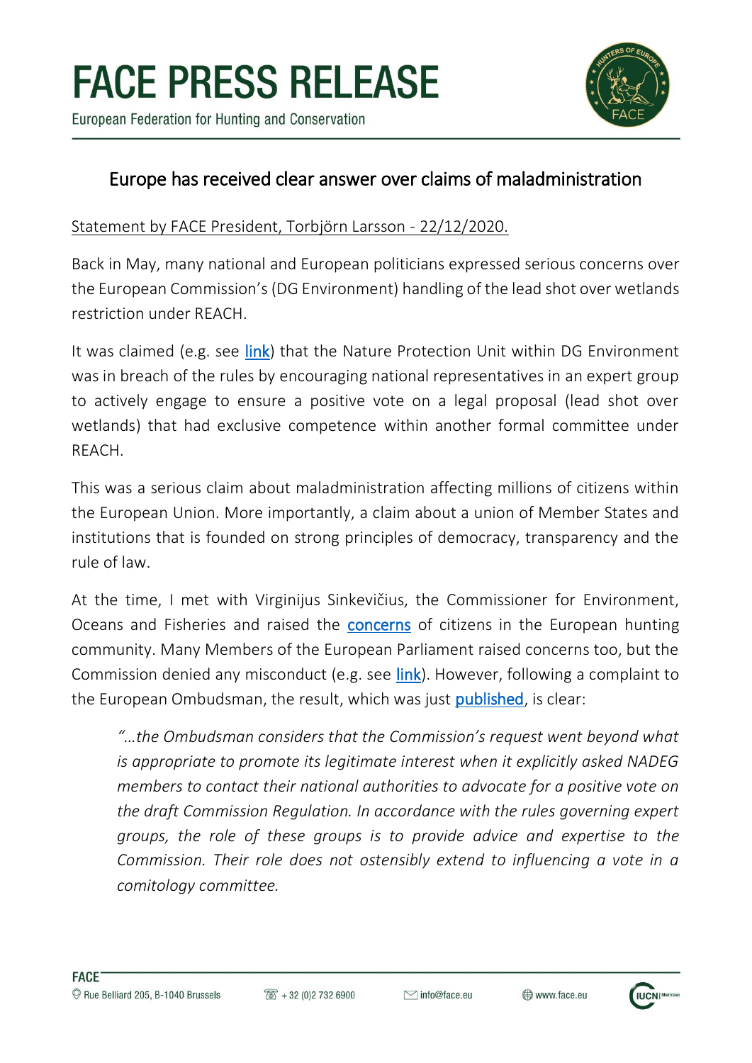# FACE PRESS RELEASE

European Federation for Hunting and Conservation

## Europe has received clear answer over claims of maladministration

Statement by FACE President, Torbjörn Larsson - 22/12/2020.

Back in May, many national and European politicians expressed serious concerns over the European Commission's (DG Environment) handling of the lead shot over wetlands restriction under REACH.

It was claimed (e.g. see link) that the Nature Protection Unit within DG Environment was in breach of the rules by encouraging national representatives in an expert group to actively engage to ensure a positive vote on a legal proposal (lead shot over wetlands) that had exclusive competence within another formal committee under REACH.

This was a serious claim about maladministration affecting millions of citizens within the European Union. More importantly, a claim about a union of Member States and institutions that is founded on strong principles of democracy, transparency and the rule of law.

At the time, I met with Virginijus Sinkevičius, the Commissioner for Environment, Oceans and Fisheries and raised the concerns of citizens in the European hunting community. Many Members of the European Parliament raised concerns too, but the Commission denied any misconduct (e.g. see link). However, following a complaint to the European Ombudsman, the result, which was just published, is clear:

> *"…the Ombudsman considers that the Commission's request went beyond what is appropriate to promote its legitimate interest when it explicitly asked NADEG members to contact their national authorities to advocate for a positive vote on the draft Commission Regulation. In accordance with the rules governing expert groups, the role of these groups is to provide advice and expertise to the Commission. Their role does not ostensibly extend to influencing a vote in a comitology committee.*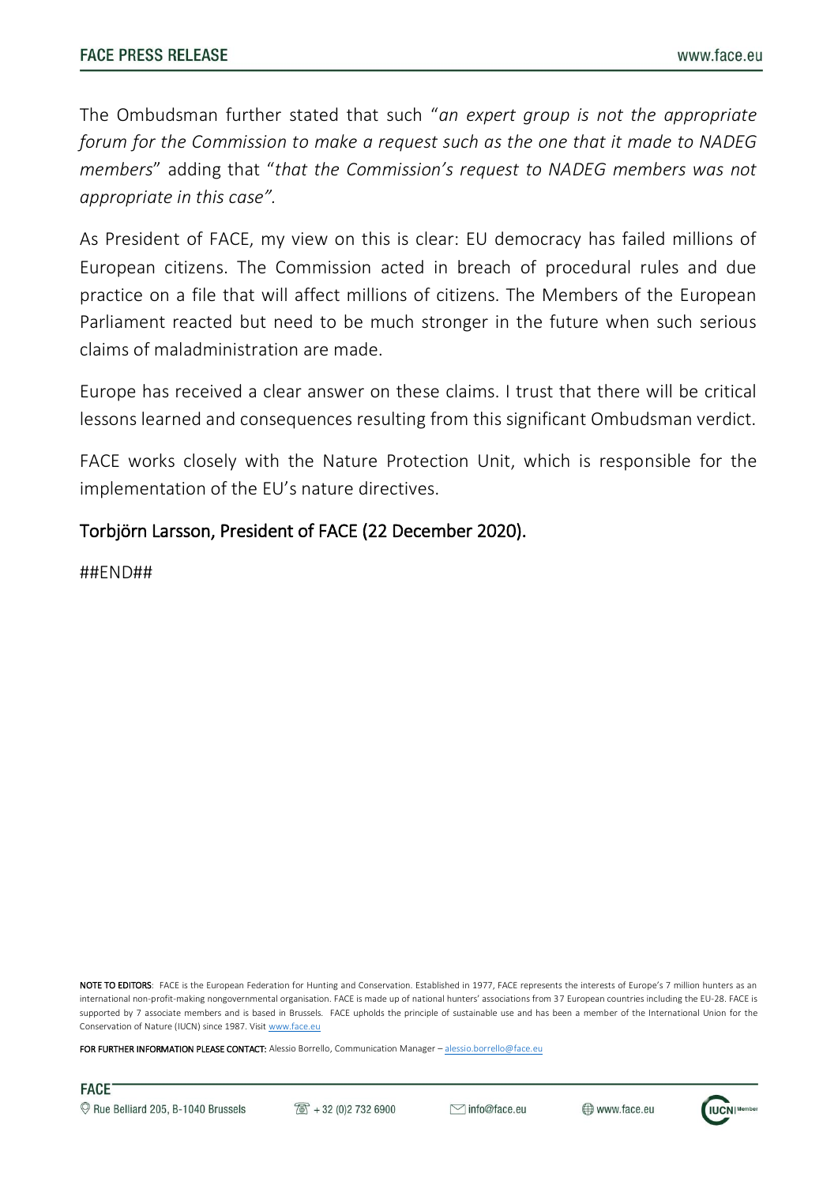The Ombudsman further stated that such "*an expert group is not the appropriate forum for the Commission to make a request such as the one that it made to NADEG members*" adding that "*that the Commission's request to NADEG members was not appropriate in this case".*

As President of FACE, my view on this is clear: EU democracy has failed millions of European citizens. The Commission acted in breach of procedural rules and due practice on a file that will affect millions of citizens. The Members of the European Parliament reacted but need to be much stronger in the future when such serious claims of maladministration are made.

Europe has received a clear answer on these claims. I trust that there will be critical lessons learned and consequences resulting from this significant Ombudsman verdict.

FACE works closely with the Nature Protection Unit, which is responsible for the implementation of the EU's nature directives.

Torbjörn Larsson, President of FACE (22 December 2020).

##END##

**NOTE TO EDITORS**: FACE is the European Federation for Hunting and Conservation. Established in 1977, FACE represents the interests of Europe's 7 million hunters as an international non-profit-making nongovernmental organisation. FACE is made up of national hunters' associations from 37 European countries including the EU-28. FACE is supported by 7 associate members and is based in Brussels. FACE upholds the principle of sustainable use and has been a member of the International Union for the Conservation of Nature (IUCN) since 1987. Visit www.face.eu

**FOR FURTHER INFORMATION PLEASE CONTACT:** Alessio Borrello, Communication Manager – alessio.borrello@face.eu

FACE

Rue Belliard 205, B-1040 Brussels + 32 (0)2 732 6900 info@face.eu www.face.eu